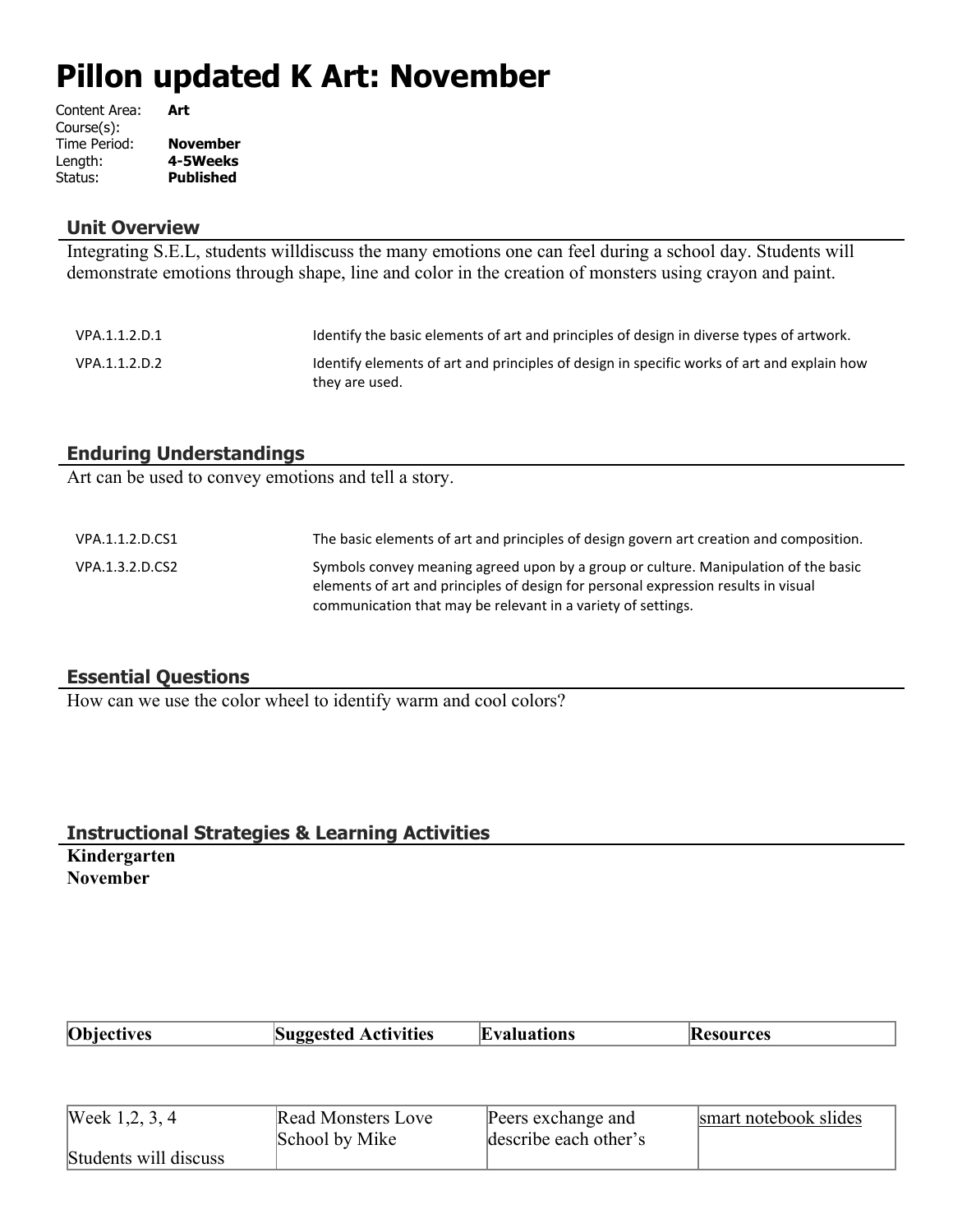# Pillon updated K Art: November

Content Area: **Art**
Course(s):
Time Period: **November**
Length: **4-5Weeks**
Status: **Published**

## Unit Overview

Integrating S.E.L, students willdiscuss the many emotions one can feel during a school day. Students will demonstrate emotions through shape, line and color in the creation of monsters using crayon and paint.

| | |
|---|---|
| VPA.1.1.2.D.1 | Identify the basic elements of art and principles of design in diverse types of artwork. |
| VPA.1.1.2.D.2 | Identify elements of art and principles of design in specific works of art and explain how they are used. |

## Enduring Understandings

Art can be used to convey emotions and tell a story.

| | |
|---|---|
| VPA.1.1.2.D.CS1 | The basic elements of art and principles of design govern art creation and composition. |
| VPA.1.3.2.D.CS2 | Symbols convey meaning agreed upon by a group or culture. Manipulation of the basic elements of art and principles of design for personal expression results in visual communication that may be relevant in a variety of settings. |

## Essential Questions

How can we use the color wheel to identify warm and cool colors?

## Instructional Strategies & Learning Activities

**Kindergarten**
**November**

| **Objectives** | **Suggested Activities** | **Evaluations** | **Resources** |
|---|---|---|---|
| Week 1,2, 3, 4<br><br>Students will discuss | Read Monsters Love School by Mike | Peers exchange and describe each other's | smart notebook slides |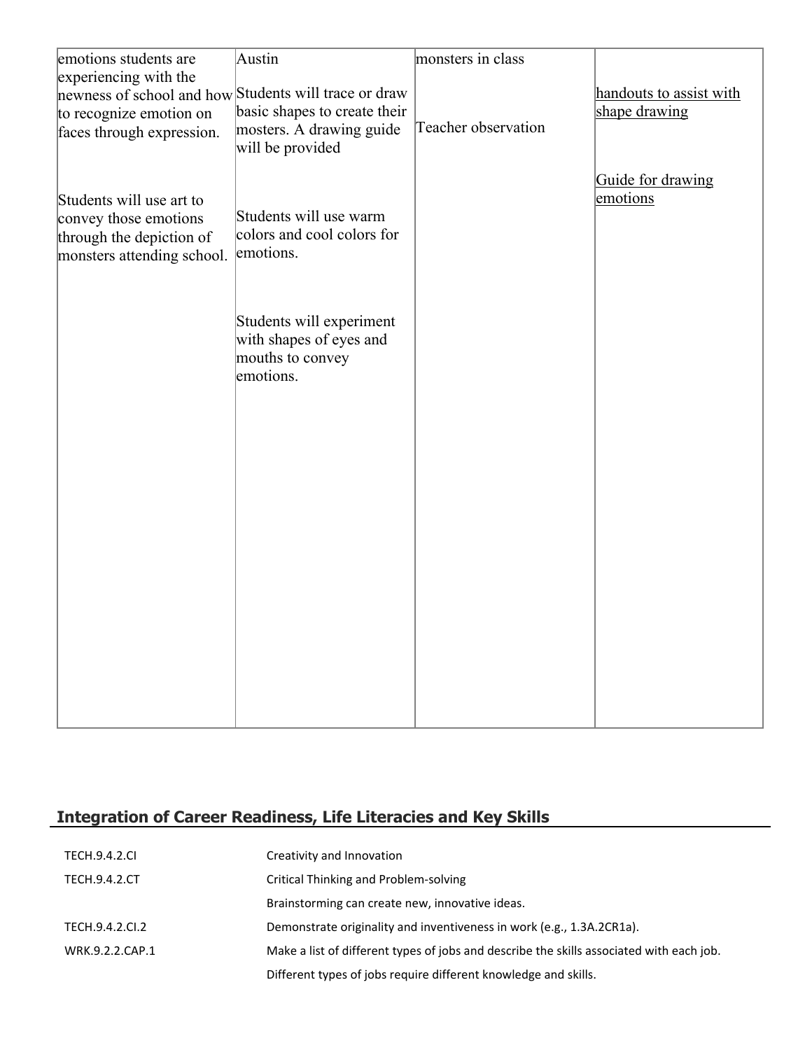| | | | |
|---|---|---|---|
| emotions students are experiencing with the newness of school and how to recognize emotion on faces through expression.<br><br>Students will use art to convey those emotions through the depiction of monsters attending school. | Austin<br><br>Students will trace or draw basic shapes to create their mosters. A drawing guide will be provided<br><br>Students will use warm colors and cool colors for emotions.<br><br>Students will experiment with shapes of eyes and mouths to convey emotions. | monsters in class<br><br>Teacher observation | handouts to assist with shape drawing<br><br>Guide for drawing emotions |

## Integration of Career Readiness, Life Literacies and Key Skills

| | |
|---|---|
| TECH.9.4.2.CI | Creativity and Innovation |
| TECH.9.4.2.CT | Critical Thinking and Problem-solving |
| | Brainstorming can create new, innovative ideas. |
| TECH.9.4.2.CI.2 | Demonstrate originality and inventiveness in work (e.g., 1.3A.2CR1a). |
| WRK.9.2.2.CAP.1 | Make a list of different types of jobs and describe the skills associated with each job. |
| | Different types of jobs require different knowledge and skills. |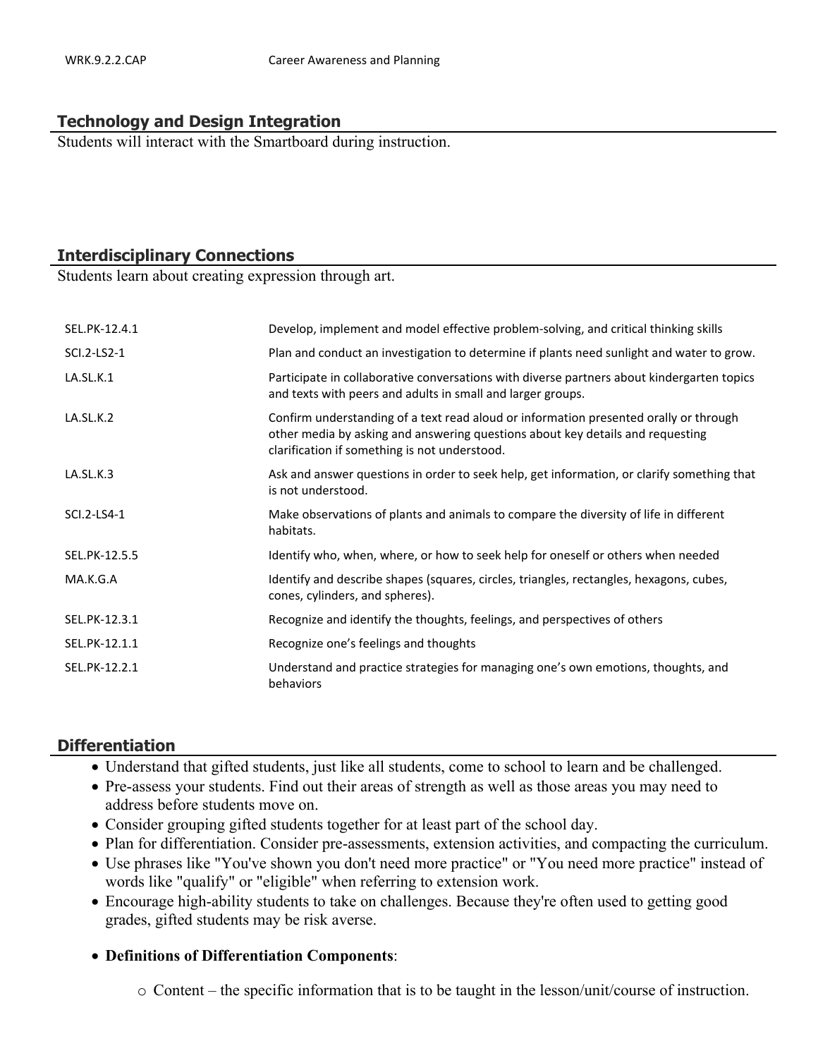| | |
|---|---|
| WRK.9.2.2.CAP | Career Awareness and Planning |

## Technology and Design Integration

Students will interact with the Smartboard during instruction.

## Interdisciplinary Connections

Students learn about creating expression through art.

| | |
|---|---|
| SEL.PK-12.4.1 | Develop, implement and model effective problem-solving, and critical thinking skills |
| SCI.2-LS2-1 | Plan and conduct an investigation to determine if plants need sunlight and water to grow. |
| LA.SL.K.1 | Participate in collaborative conversations with diverse partners about kindergarten topics and texts with peers and adults in small and larger groups. |
| LA.SL.K.2 | Confirm understanding of a text read aloud or information presented orally or through other media by asking and answering questions about key details and requesting clarification if something is not understood. |
| LA.SL.K.3 | Ask and answer questions in order to seek help, get information, or clarify something that is not understood. |
| SCI.2-LS4-1 | Make observations of plants and animals to compare the diversity of life in different habitats. |
| SEL.PK-12.5.5 | Identify who, when, where, or how to seek help for oneself or others when needed |
| MA.K.G.A | Identify and describe shapes (squares, circles, triangles, rectangles, hexagons, cubes, cones, cylinders, and spheres). |
| SEL.PK-12.3.1 | Recognize and identify the thoughts, feelings, and perspectives of others |
| SEL.PK-12.1.1 | Recognize one's feelings and thoughts |
| SEL.PK-12.2.1 | Understand and practice strategies for managing one's own emotions, thoughts, and behaviors |

## Differentiation

- Understand that gifted students, just like all students, come to school to learn and be challenged.
- Pre-assess your students. Find out their areas of strength as well as those areas you may need to address before students move on.
- Consider grouping gifted students together for at least part of the school day.
- Plan for differentiation. Consider pre-assessments, extension activities, and compacting the curriculum.
- Use phrases like "You've shown you don't need more practice" or "You need more practice" instead of words like "qualify" or "eligible" when referring to extension work.
- Encourage high-ability students to take on challenges. Because they're often used to getting good grades, gifted students may be risk averse.
- **Definitions of Differentiation Components**:
  - Content – the specific information that is to be taught in the lesson/unit/course of instruction.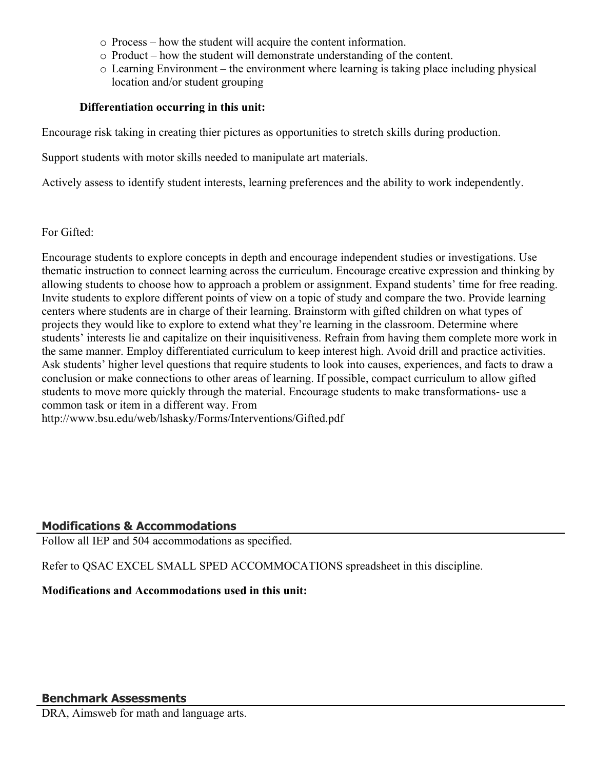- Process – how the student will acquire the content information.
- Product – how the student will demonstrate understanding of the content.
- Learning Environment – the environment where learning is taking place including physical location and/or student grouping

**Differentiation occurring in this unit:**

Encourage risk taking in creating thier pictures as opportunities to stretch skills during production.

Support students with motor skills needed to manipulate art materials.

Actively assess to identify student interests, learning preferences and the ability to work independently.

For Gifted:

Encourage students to explore concepts in depth and encourage independent studies or investigations. Use thematic instruction to connect learning across the curriculum. Encourage creative expression and thinking by allowing students to choose how to approach a problem or assignment. Expand students' time for free reading. Invite students to explore different points of view on a topic of study and compare the two. Provide learning centers where students are in charge of their learning. Brainstorm with gifted children on what types of projects they would like to explore to extend what they're learning in the classroom. Determine where students' interests lie and capitalize on their inquisitiveness. Refrain from having them complete more work in the same manner. Employ differentiated curriculum to keep interest high. Avoid drill and practice activities. Ask students' higher level questions that require students to look into causes, experiences, and facts to draw a conclusion or make connections to other areas of learning. If possible, compact curriculum to allow gifted students to move more quickly through the material. Encourage students to make transformations- use a common task or item in a different way. From http://www.bsu.edu/web/lshasky/Forms/Interventions/Gifted.pdf

## Modifications & Accommodations

Follow all IEP and 504 accommodations as specified.

Refer to QSAC EXCEL SMALL SPED ACCOMMOCATIONS spreadsheet in this discipline.

**Modifications and Accommodations used in this unit:**

## Benchmark Assessments

DRA, Aimsweb for math and language arts.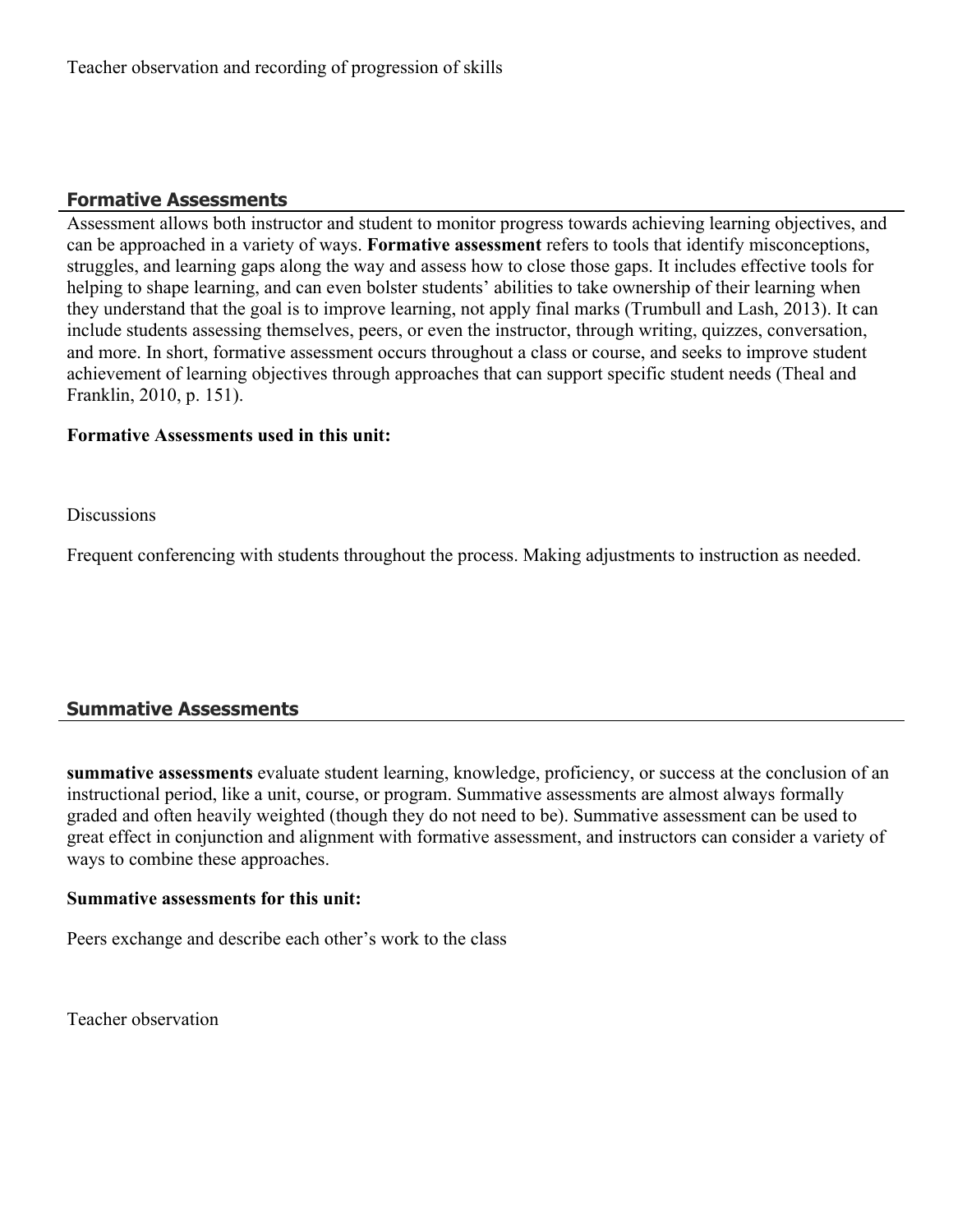Teacher observation and recording of progression of skills

## Formative Assessments

Assessment allows both instructor and student to monitor progress towards achieving learning objectives, and can be approached in a variety of ways. **Formative assessment** refers to tools that identify misconceptions, struggles, and learning gaps along the way and assess how to close those gaps. It includes effective tools for helping to shape learning, and can even bolster students' abilities to take ownership of their learning when they understand that the goal is to improve learning, not apply final marks (Trumbull and Lash, 2013). It can include students assessing themselves, peers, or even the instructor, through writing, quizzes, conversation, and more. In short, formative assessment occurs throughout a class or course, and seeks to improve student achievement of learning objectives through approaches that can support specific student needs (Theal and Franklin, 2010, p. 151).

**Formative Assessments used in this unit:**

Discussions

Frequent conferencing with students throughout the process. Making adjustments to instruction as needed.

## Summative Assessments

**summative assessments** evaluate student learning, knowledge, proficiency, or success at the conclusion of an instructional period, like a unit, course, or program. Summative assessments are almost always formally graded and often heavily weighted (though they do not need to be). Summative assessment can be used to great effect in conjunction and alignment with formative assessment, and instructors can consider a variety of ways to combine these approaches.

**Summative assessments for this unit:**

Peers exchange and describe each other's work to the class

Teacher observation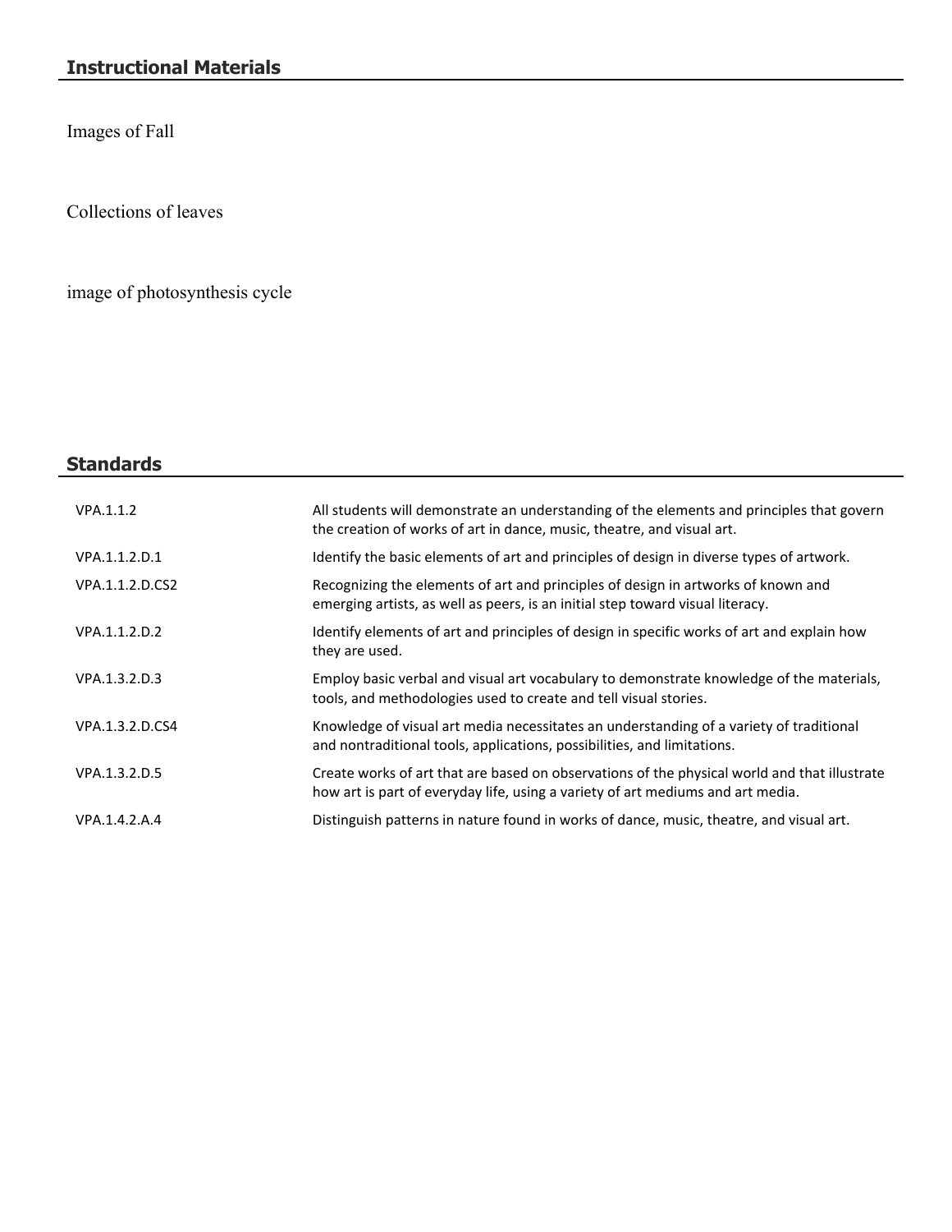## Instructional Materials

Images of Fall

Collections of leaves

image of photosynthesis cycle

## Standards

| | |
|---|---|
| VPA.1.1.2 | All students will demonstrate an understanding of the elements and principles that govern the creation of works of art in dance, music, theatre, and visual art. |
| VPA.1.1.2.D.1 | Identify the basic elements of art and principles of design in diverse types of artwork. |
| VPA.1.1.2.D.CS2 | Recognizing the elements of art and principles of design in artworks of known and emerging artists, as well as peers, is an initial step toward visual literacy. |
| VPA.1.1.2.D.2 | Identify elements of art and principles of design in specific works of art and explain how they are used. |
| VPA.1.3.2.D.3 | Employ basic verbal and visual art vocabulary to demonstrate knowledge of the materials, tools, and methodologies used to create and tell visual stories. |
| VPA.1.3.2.D.CS4 | Knowledge of visual art media necessitates an understanding of a variety of traditional and nontraditional tools, applications, possibilities, and limitations. |
| VPA.1.3.2.D.5 | Create works of art that are based on observations of the physical world and that illustrate how art is part of everyday life, using a variety of art mediums and art media. |
| VPA.1.4.2.A.4 | Distinguish patterns in nature found in works of dance, music, theatre, and visual art. |